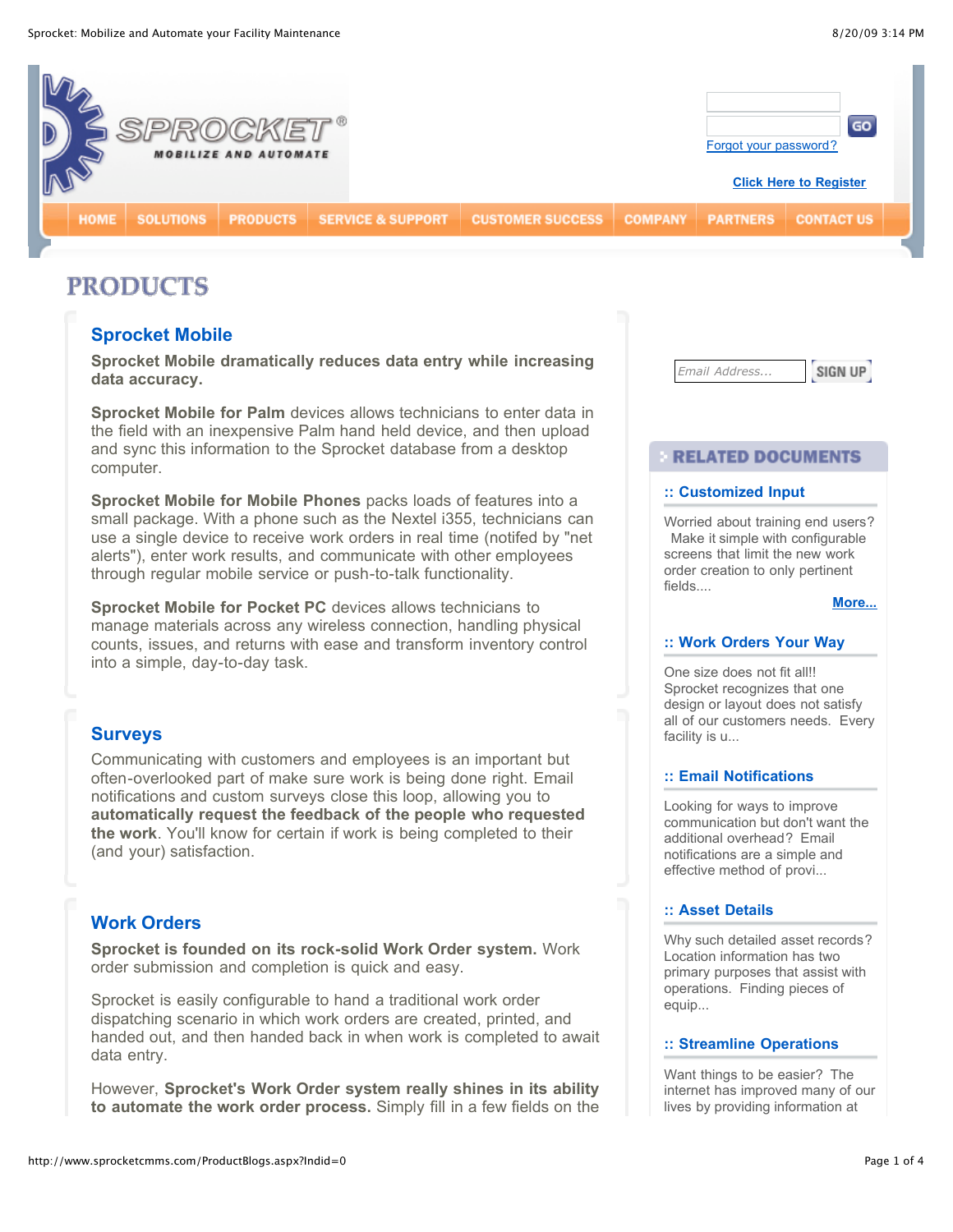SPROCKET®
MOBILIZE AND AUTOMATE

Forgot your password?

Click Here to Register

HOME | SOLUTIONS | PRODUCTS | SERVICE & SUPPORT | CUSTOMER SUCCESS | COMPANY | PARTNERS | CONTACT US

# PRODUCTS

## Sprocket Mobile

**Sprocket Mobile dramatically reduces data entry while increasing data accuracy.**

**Sprocket Mobile for Palm** devices allows technicians to enter data in the field with an inexpensive Palm hand held device, and then upload and sync this information to the Sprocket database from a desktop computer.

**Sprocket Mobile for Mobile Phones** packs loads of features into a small package. With a phone such as the Nextel i355, technicians can use a single device to receive work orders in real time (notifed by "net alerts"), enter work results, and communicate with other employees through regular mobile service or push-to-talk functionality.

**Sprocket Mobile for Pocket PC** devices allows technicians to manage materials across any wireless connection, handling physical counts, issues, and returns with ease and transform inventory control into a simple, day-to-day task.

## Surveys

Communicating with customers and employees is an important but often-overlooked part of make sure work is being done right. Email notifications and custom surveys close this loop, allowing you to **automatically request the feedback of the people who requested the work**. You'll know for certain if work is being completed to their (and your) satisfaction.

## Work Orders

**Sprocket is founded on its rock-solid Work Order system.** Work order submission and completion is quick and easy.

Sprocket is easily configurable to hand a traditional work order dispatching scenario in which work orders are created, printed, and handed out, and then handed back in when work is completed to await data entry.

However, **Sprocket's Work Order system really shines in its ability to automate the work order process.** Simply fill in a few fields on the

Email Address... SIGN UP

## RELATED DOCUMENTS

### :: Customized Input

Worried about training end users? Make it simple with configurable screens that limit the new work order creation to only pertinent fields....

More...

### :: Work Orders Your Way

One size does not fit all!! Sprocket recognizes that one design or layout does not satisfy all of our customers needs. Every facility is u...

### :: Email Notifications

Looking for ways to improve communication but don't want the additional overhead? Email notifications are a simple and effective method of provi...

### :: Asset Details

Why such detailed asset records? Location information has two primary purposes that assist with operations. Finding pieces of equip...

### :: Streamline Operations

Want things to be easier? The internet has improved many of our lives by providing information at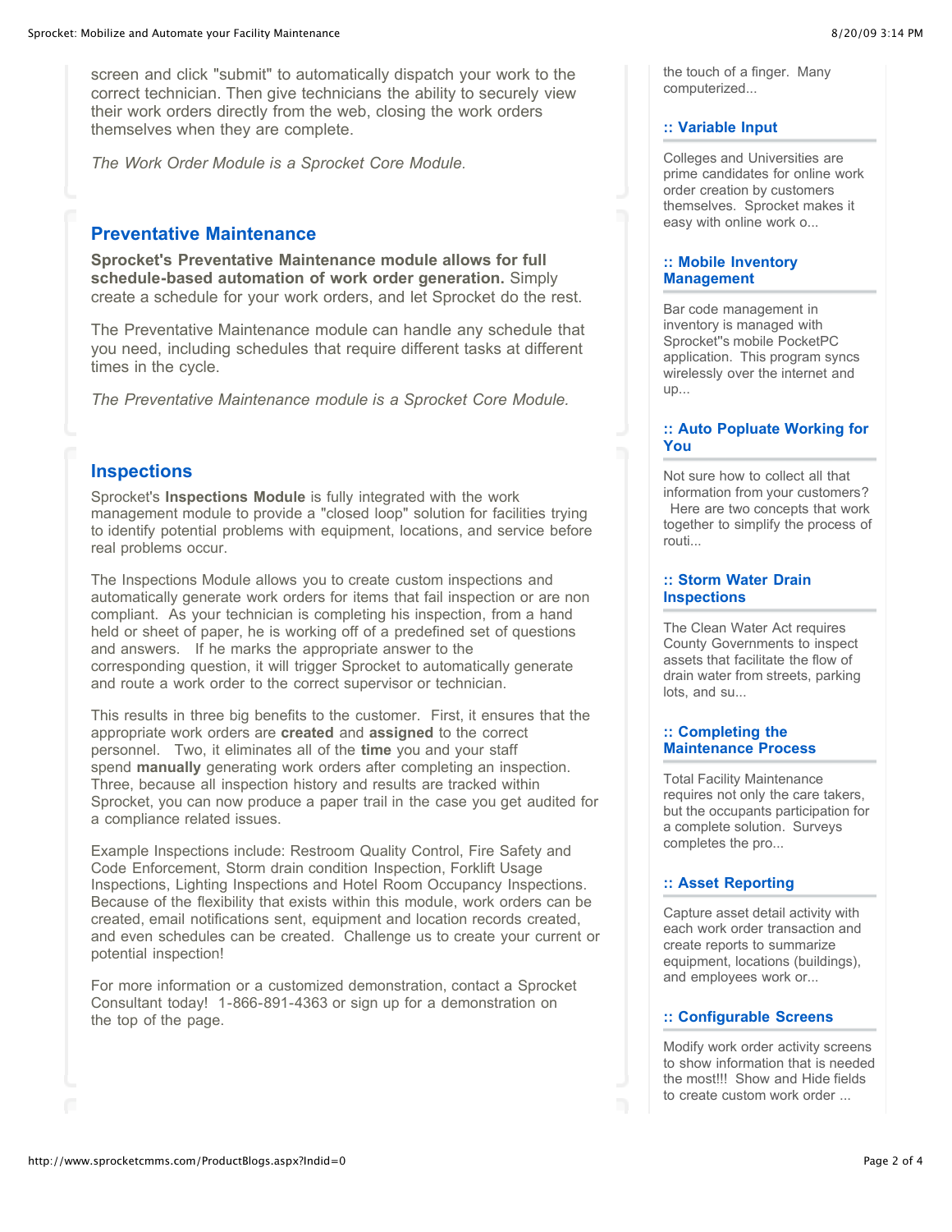screen and click "submit" to automatically dispatch your work to the correct technician. Then give technicians the ability to securely view their work orders directly from the web, closing the work orders themselves when they are complete.

*The Work Order Module is a Sprocket Core Module.*

## Preventative Maintenance

**Sprocket's Preventative Maintenance module allows for full schedule-based automation of work order generation.** Simply create a schedule for your work orders, and let Sprocket do the rest.

The Preventative Maintenance module can handle any schedule that you need, including schedules that require different tasks at different times in the cycle.

*The Preventative Maintenance module is a Sprocket Core Module.*

## Inspections

Sprocket's **Inspections Module** is fully integrated with the work management module to provide a "closed loop" solution for facilities trying to identify potential problems with equipment, locations, and service before real problems occur.

The Inspections Module allows you to create custom inspections and automatically generate work orders for items that fail inspection or are non compliant. As your technician is completing his inspection, from a hand held or sheet of paper, he is working off of a predefined set of questions and answers. If he marks the appropriate answer to the corresponding question, it will trigger Sprocket to automatically generate and route a work order to the correct supervisor or technician.

This results in three big benefits to the customer. First, it ensures that the appropriate work orders are **created** and **assigned** to the correct personnel. Two, it eliminates all of the **time** you and your staff spend **manually** generating work orders after completing an inspection. Three, because all inspection history and results are tracked within Sprocket, you can now produce a paper trail in the case you get audited for a compliance related issues.

Example Inspections include: Restroom Quality Control, Fire Safety and Code Enforcement, Storm drain condition Inspection, Forklift Usage Inspections, Lighting Inspections and Hotel Room Occupancy Inspections. Because of the flexibility that exists within this module, work orders can be created, email notifications sent, equipment and location records created, and even schedules can be created. Challenge us to create your current or potential inspection!

For more information or a customized demonstration, contact a Sprocket Consultant today! 1-866-891-4363 or sign up for a demonstration on the top of the page.

the touch of a finger. Many computerized...

### :: Variable Input

Colleges and Universities are prime candidates for online work order creation by customers themselves. Sprocket makes it easy with online work o...

### :: Mobile Inventory Management

Bar code management in inventory is managed with Sprocket''s mobile PocketPC application. This program syncs wirelessly over the internet and up...

### :: Auto Popluate Working for You

Not sure how to collect all that information from your customers? Here are two concepts that work together to simplify the process of routi...

### :: Storm Water Drain Inspections

The Clean Water Act requires County Governments to inspect assets that facilitate the flow of drain water from streets, parking lots, and su...

### :: Completing the Maintenance Process

Total Facility Maintenance requires not only the care takers, but the occupants participation for a complete solution. Surveys completes the pro...

### :: Asset Reporting

Capture asset detail activity with each work order transaction and create reports to summarize equipment, locations (buildings), and employees work or...

### :: Configurable Screens

Modify work order activity screens to show information that is needed the most!!! Show and Hide fields to create custom work order ...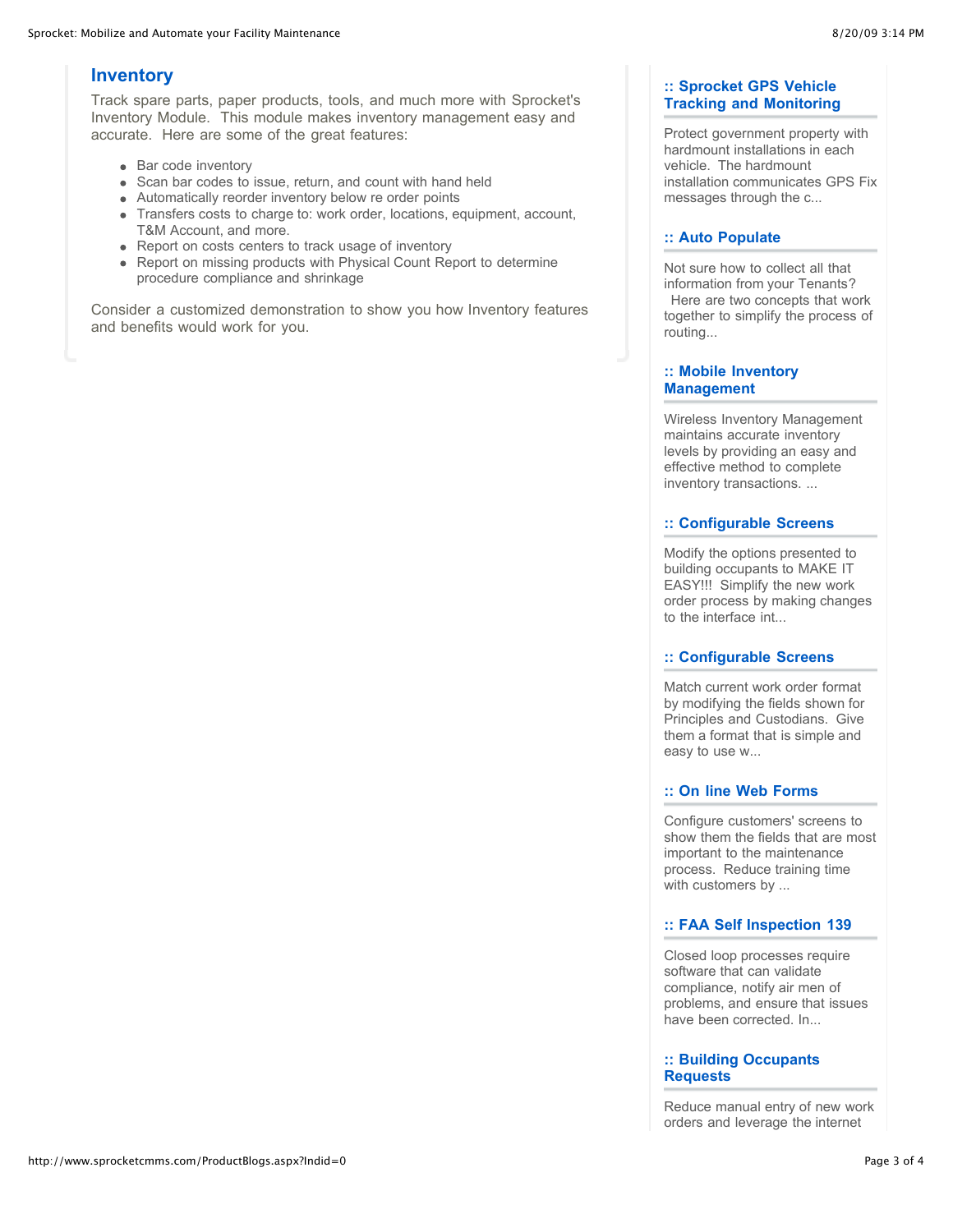## Inventory

Track spare parts, paper products, tools, and much more with Sprocket's Inventory Module. This module makes inventory management easy and accurate. Here are some of the great features:

- Bar code inventory
- Scan bar codes to issue, return, and count with hand held
- Automatically reorder inventory below re order points
- Transfers costs to charge to: work order, locations, equipment, account, T&M Account, and more.
- Report on costs centers to track usage of inventory
- Report on missing products with Physical Count Report to determine procedure compliance and shrinkage

Consider a customized demonstration to show you how Inventory features and benefits would work for you.

### :: Sprocket GPS Vehicle Tracking and Monitoring

Protect government property with hardmount installations in each vehicle. The hardmount installation communicates GPS Fix messages through the c...

### :: Auto Populate

Not sure how to collect all that information from your Tenants? Here are two concepts that work together to simplify the process of routing...

### :: Mobile Inventory Management

Wireless Inventory Management maintains accurate inventory levels by providing an easy and effective method to complete inventory transactions. ...

### :: Configurable Screens

Modify the options presented to building occupants to MAKE IT EASY!!! Simplify the new work order process by making changes to the interface int...

### :: Configurable Screens

Match current work order format by modifying the fields shown for Principles and Custodians. Give them a format that is simple and easy to use w...

### :: On line Web Forms

Configure customers' screens to show them the fields that are most important to the maintenance process. Reduce training time with customers by ...

### :: FAA Self Inspection 139

Closed loop processes require software that can validate compliance, notify air men of problems, and ensure that issues have been corrected. In...

### :: Building Occupants Requests

Reduce manual entry of new work orders and leverage the internet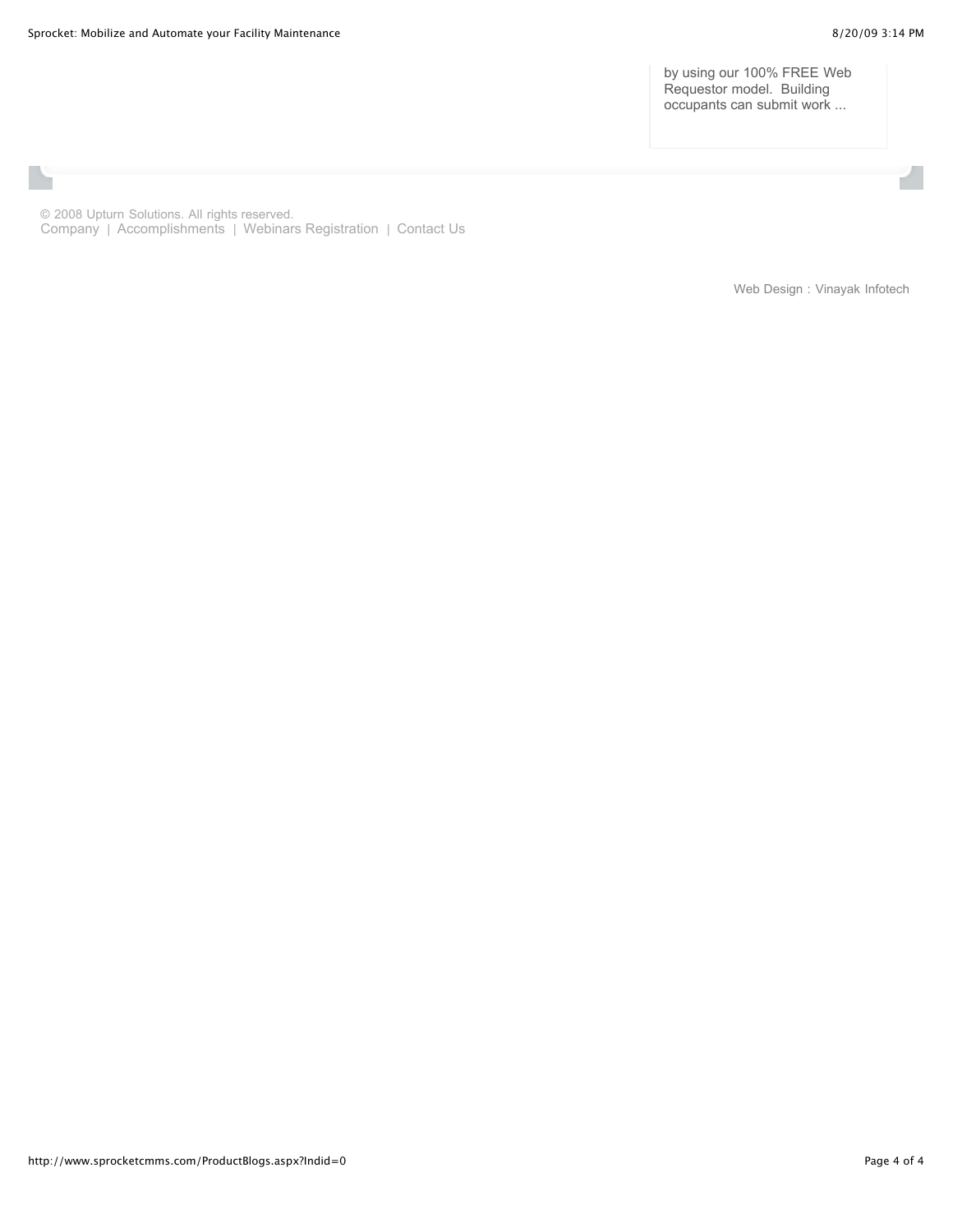by using our 100% FREE Web Requestor model. Building occupants can submit work ...

© 2008 Upturn Solutions. All rights reserved.
Company | Accomplishments | Webinars Registration | Contact Us

Web Design : Vinayak Infotech